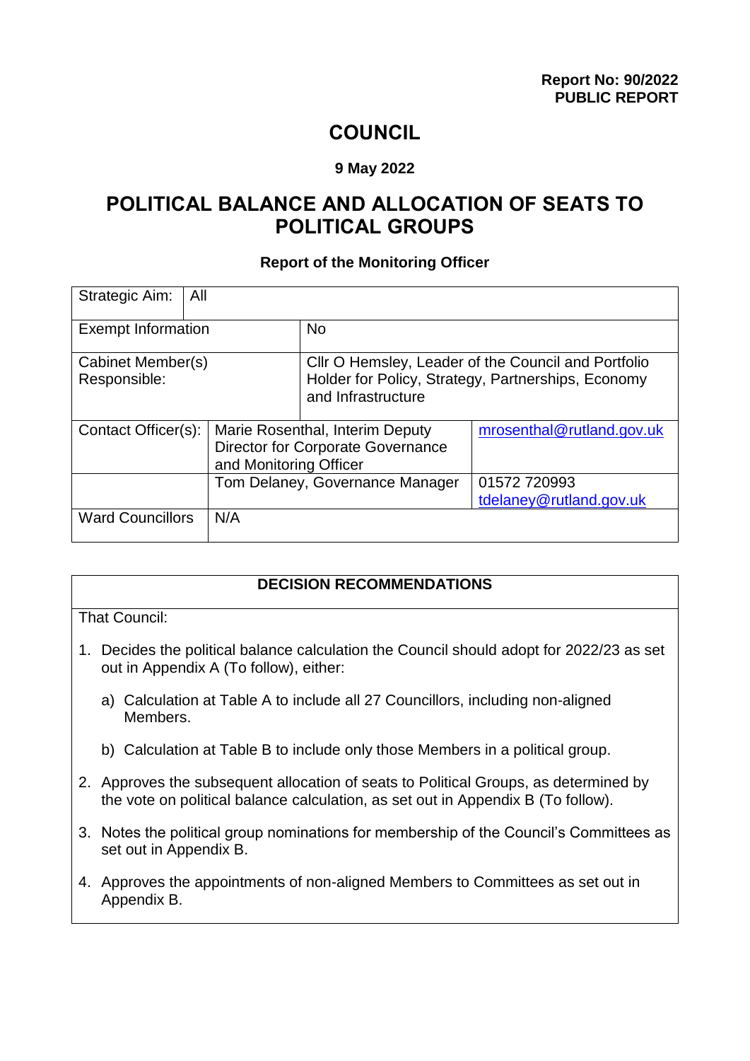**Report No: 90/2022**
**PUBLIC REPORT**

# COUNCIL

**9 May 2022**

# POLITICAL BALANCE AND ALLOCATION OF SEATS TO POLITICAL GROUPS

**Report of the Monitoring Officer**

| | | |
|---|---|---|
| Strategic Aim: | All | |
| Exempt Information | No | |
| Cabinet Member(s) Responsible: | Cllr O Hemsley, Leader of the Council and Portfolio Holder for Policy, Strategy, Partnerships, Economy and Infrastructure | |
| Contact Officer(s): | Marie Rosenthal, Interim Deputy Director for Corporate Governance and Monitoring Officer | mrosenthal@rutland.gov.uk |
| | Tom Delaney, Governance Manager | 01572 720993 tdelaney@rutland.gov.uk |
| Ward Councillors | N/A | |

**DECISION RECOMMENDATIONS**

That Council:

1. Decides the political balance calculation the Council should adopt for 2022/23 as set out in Appendix A (To follow), either:

   a) Calculation at Table A to include all 27 Councillors, including non-aligned Members.

   b) Calculation at Table B to include only those Members in a political group.

2. Approves the subsequent allocation of seats to Political Groups, as determined by the vote on political balance calculation, as set out in Appendix B (To follow).

3. Notes the political group nominations for membership of the Council's Committees as set out in Appendix B.

4. Approves the appointments of non-aligned Members to Committees as set out in Appendix B.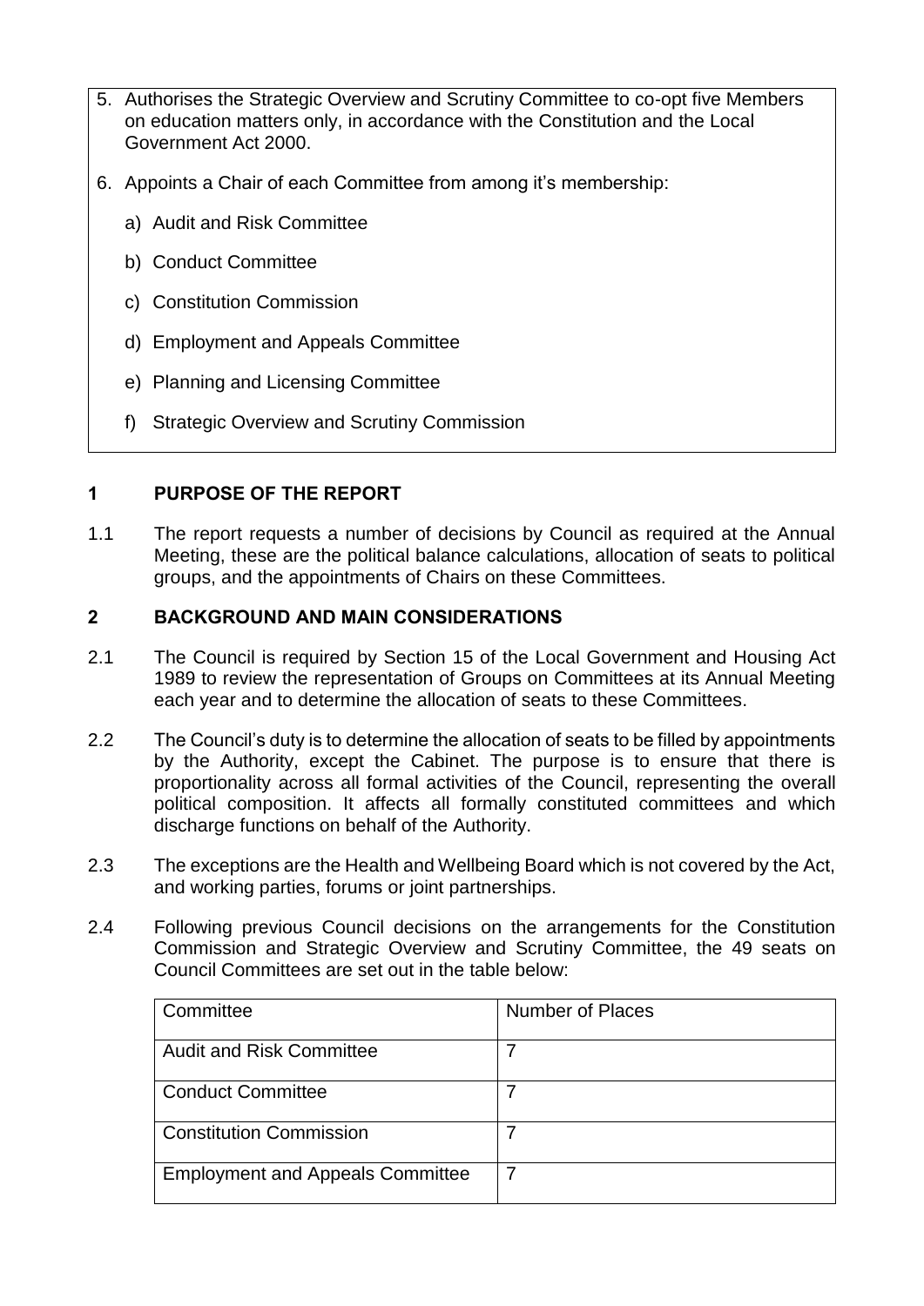5. Authorises the Strategic Overview and Scrutiny Committee to co-opt five Members on education matters only, in accordance with the Constitution and the Local Government Act 2000.
6. Appoints a Chair of each Committee from among it's membership:
   a) Audit and Risk Committee
   b) Conduct Committee
   c) Constitution Commission
   d) Employment and Appeals Committee
   e) Planning and Licensing Committee
   f) Strategic Overview and Scrutiny Commission

## 1 PURPOSE OF THE REPORT

1.1 The report requests a number of decisions by Council as required at the Annual Meeting, these are the political balance calculations, allocation of seats to political groups, and the appointments of Chairs on these Committees.

## 2 BACKGROUND AND MAIN CONSIDERATIONS

2.1 The Council is required by Section 15 of the Local Government and Housing Act 1989 to review the representation of Groups on Committees at its Annual Meeting each year and to determine the allocation of seats to these Committees.

2.2 The Council's duty is to determine the allocation of seats to be filled by appointments by the Authority, except the Cabinet. The purpose is to ensure that there is proportionality across all formal activities of the Council, representing the overall political composition. It affects all formally constituted committees and which discharge functions on behalf of the Authority.

2.3 The exceptions are the Health and Wellbeing Board which is not covered by the Act, and working parties, forums or joint partnerships.

2.4 Following previous Council decisions on the arrangements for the Constitution Commission and Strategic Overview and Scrutiny Committee, the 49 seats on Council Committees are set out in the table below:

| Committee | Number of Places |
|---|---|
| Audit and Risk Committee | 7 |
| Conduct Committee | 7 |
| Constitution Commission | 7 |
| Employment and Appeals Committee | 7 |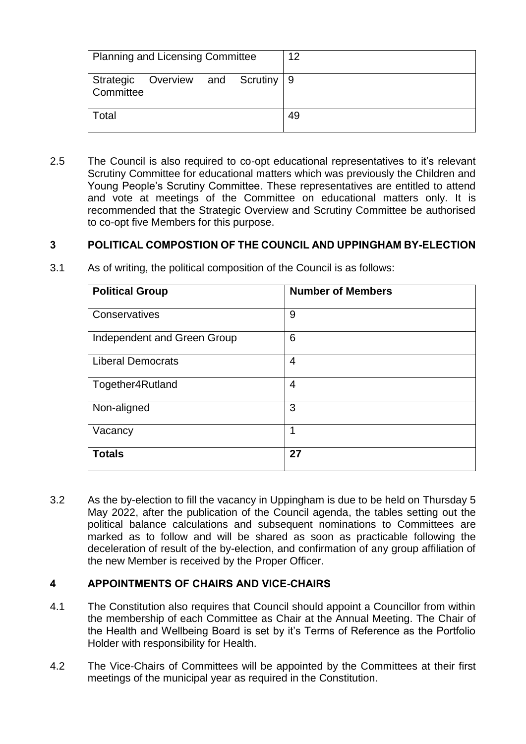| Planning and Licensing Committee | 12 |
|---|---|
| Strategic Overview and Scrutiny Committee | 9 |
| Total | 49 |

2.5 The Council is also required to co-opt educational representatives to it's relevant Scrutiny Committee for educational matters which was previously the Children and Young People's Scrutiny Committee. These representatives are entitled to attend and vote at meetings of the Committee on educational matters only. It is recommended that the Strategic Overview and Scrutiny Committee be authorised to co-opt five Members for this purpose.

## 3 POLITICAL COMPOSTION OF THE COUNCIL AND UPPINGHAM BY-ELECTION

3.1 As of writing, the political composition of the Council is as follows:

| **Political Group** | **Number of Members** |
|---|---|
| Conservatives | 9 |
| Independent and Green Group | 6 |
| Liberal Democrats | 4 |
| Together4Rutland | 4 |
| Non-aligned | 3 |
| Vacancy | 1 |
| **Totals** | **27** |

3.2 As the by-election to fill the vacancy in Uppingham is due to be held on Thursday 5 May 2022, after the publication of the Council agenda, the tables setting out the political balance calculations and subsequent nominations to Committees are marked as to follow and will be shared as soon as practicable following the deceleration of result of the by-election, and confirmation of any group affiliation of the new Member is received by the Proper Officer.

## 4 APPOINTMENTS OF CHAIRS AND VICE-CHAIRS

4.1 The Constitution also requires that Council should appoint a Councillor from within the membership of each Committee as Chair at the Annual Meeting. The Chair of the Health and Wellbeing Board is set by it's Terms of Reference as the Portfolio Holder with responsibility for Health.

4.2 The Vice-Chairs of Committees will be appointed by the Committees at their first meetings of the municipal year as required in the Constitution.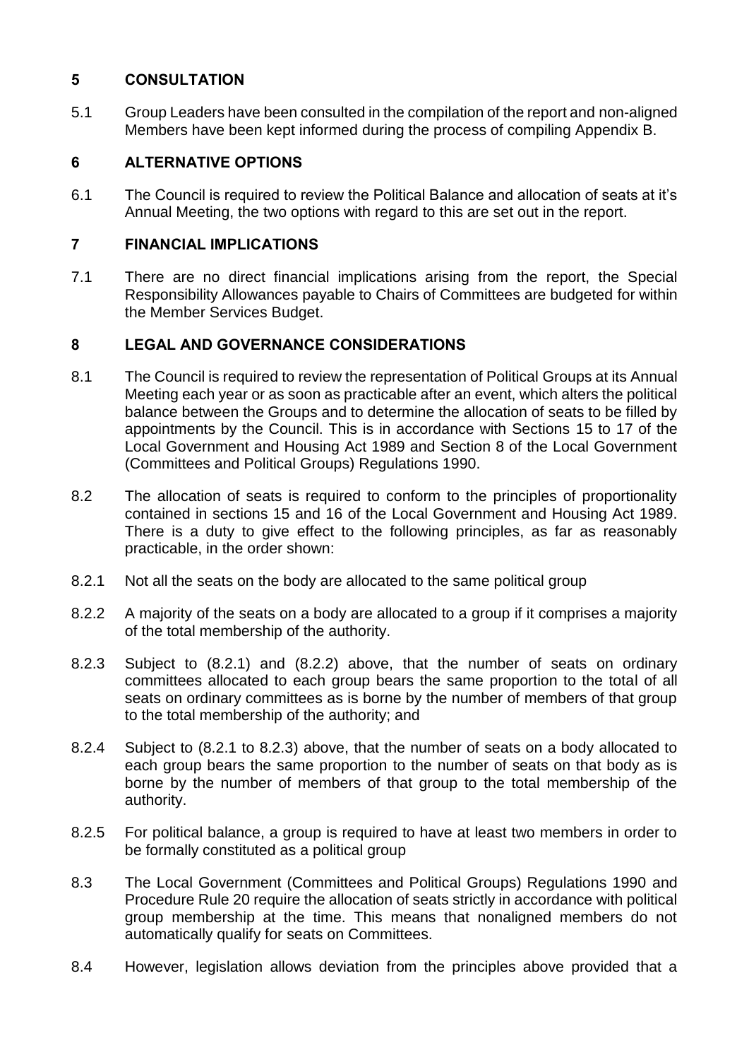## 5 CONSULTATION

5.1 Group Leaders have been consulted in the compilation of the report and non-aligned Members have been kept informed during the process of compiling Appendix B.

## 6 ALTERNATIVE OPTIONS

6.1 The Council is required to review the Political Balance and allocation of seats at it's Annual Meeting, the two options with regard to this are set out in the report.

## 7 FINANCIAL IMPLICATIONS

7.1 There are no direct financial implications arising from the report, the Special Responsibility Allowances payable to Chairs of Committees are budgeted for within the Member Services Budget.

## 8 LEGAL AND GOVERNANCE CONSIDERATIONS

8.1 The Council is required to review the representation of Political Groups at its Annual Meeting each year or as soon as practicable after an event, which alters the political balance between the Groups and to determine the allocation of seats to be filled by appointments by the Council. This is in accordance with Sections 15 to 17 of the Local Government and Housing Act 1989 and Section 8 of the Local Government (Committees and Political Groups) Regulations 1990.

8.2 The allocation of seats is required to conform to the principles of proportionality contained in sections 15 and 16 of the Local Government and Housing Act 1989. There is a duty to give effect to the following principles, as far as reasonably practicable, in the order shown:

8.2.1 Not all the seats on the body are allocated to the same political group

8.2.2 A majority of the seats on a body are allocated to a group if it comprises a majority of the total membership of the authority.

8.2.3 Subject to (8.2.1) and (8.2.2) above, that the number of seats on ordinary committees allocated to each group bears the same proportion to the total of all seats on ordinary committees as is borne by the number of members of that group to the total membership of the authority; and

8.2.4 Subject to (8.2.1 to 8.2.3) above, that the number of seats on a body allocated to each group bears the same proportion to the number of seats on that body as is borne by the number of members of that group to the total membership of the authority.

8.2.5 For political balance, a group is required to have at least two members in order to be formally constituted as a political group

8.3 The Local Government (Committees and Political Groups) Regulations 1990 and Procedure Rule 20 require the allocation of seats strictly in accordance with political group membership at the time. This means that nonaligned members do not automatically qualify for seats on Committees.

8.4 However, legislation allows deviation from the principles above provided that a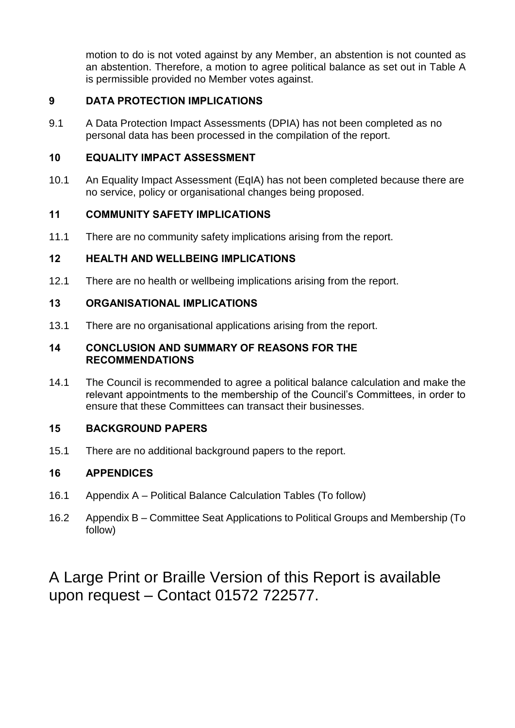motion to do is not voted against by any Member, an abstention is not counted as an abstention. Therefore, a motion to agree political balance as set out in Table A is permissible provided no Member votes against.

## 9 DATA PROTECTION IMPLICATIONS

9.1 A Data Protection Impact Assessments (DPIA) has not been completed as no personal data has been processed in the compilation of the report.

## 10 EQUALITY IMPACT ASSESSMENT

10.1 An Equality Impact Assessment (EqIA) has not been completed because there are no service, policy or organisational changes being proposed.

## 11 COMMUNITY SAFETY IMPLICATIONS

11.1 There are no community safety implications arising from the report.

## 12 HEALTH AND WELLBEING IMPLICATIONS

12.1 There are no health or wellbeing implications arising from the report.

## 13 ORGANISATIONAL IMPLICATIONS

13.1 There are no organisational applications arising from the report.

## 14 CONCLUSION AND SUMMARY OF REASONS FOR THE RECOMMENDATIONS

14.1 The Council is recommended to agree a political balance calculation and make the relevant appointments to the membership of the Council's Committees, in order to ensure that these Committees can transact their businesses.

## 15 BACKGROUND PAPERS

15.1 There are no additional background papers to the report.

## 16 APPENDICES

16.1 Appendix A – Political Balance Calculation Tables (To follow)

16.2 Appendix B – Committee Seat Applications to Political Groups and Membership (To follow)

A Large Print or Braille Version of this Report is available upon request – Contact 01572 722577.